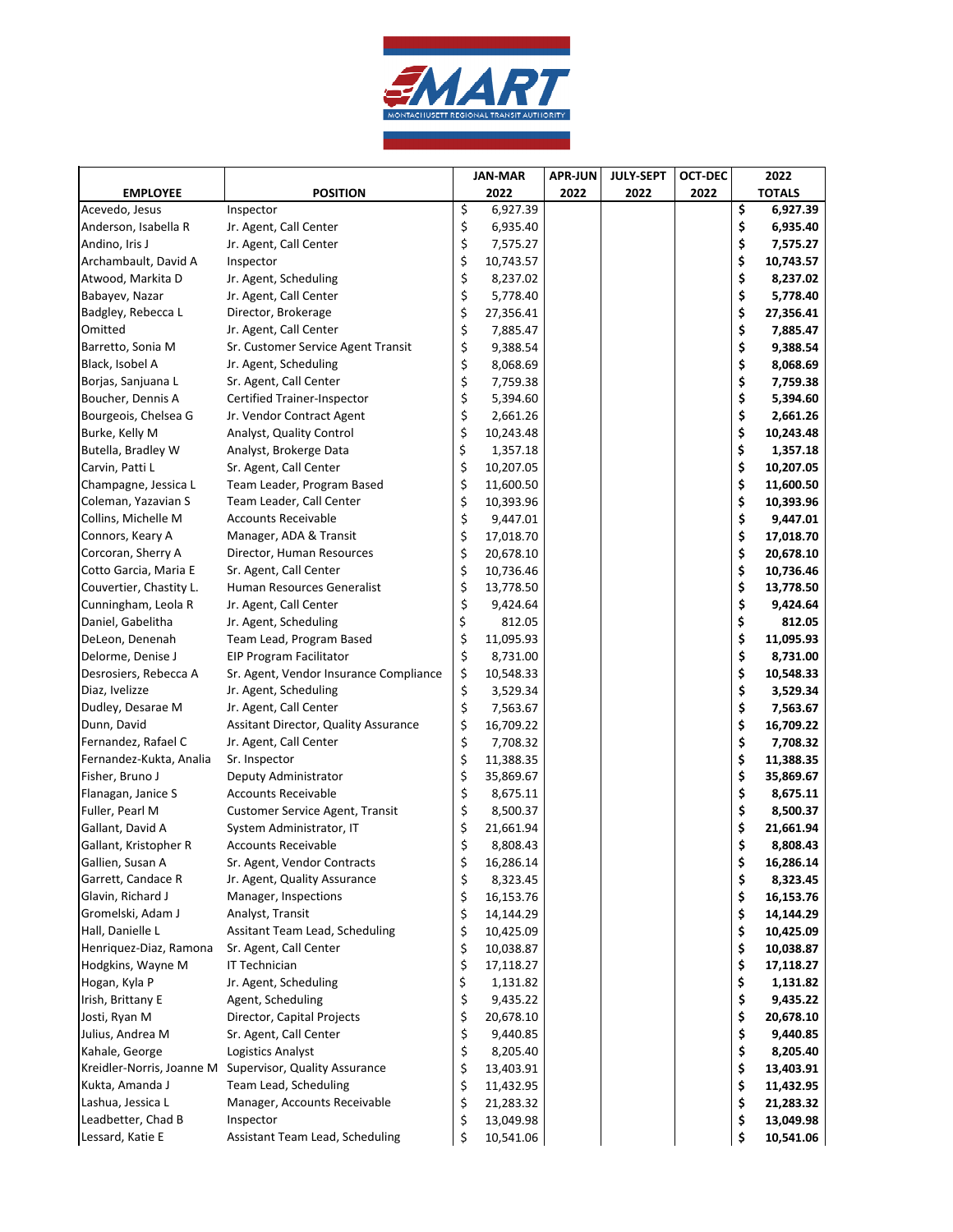MART
MONTACHUSETT REGIONAL TRANSIT AUTHORITY

| EMPLOYEE | POSITION | JAN-MAR 2022 | APR-JUN 2022 | JULY-SEPT 2022 | OCT-DEC 2022 | 2022 TOTALS |
|---|---|---|---|---|---|---|
| Acevedo, Jesus | Inspector | $ 6,927.39 | | | | **$ 6,927.39** |
| Anderson, Isabella R | Jr. Agent, Call Center | $ 6,935.40 | | | | **$ 6,935.40** |
| Andino, Iris J | Jr. Agent, Call Center | $ 7,575.27 | | | | **$ 7,575.27** |
| Archambault, David A | Inspector | $ 10,743.57 | | | | **$ 10,743.57** |
| Atwood, Markita D | Jr. Agent, Scheduling | $ 8,237.02 | | | | **$ 8,237.02** |
| Babayev, Nazar | Jr. Agent, Call Center | $ 5,778.40 | | | | **$ 5,778.40** |
| Badgley, Rebecca L | Director, Brokerage | $ 27,356.41 | | | | **$ 27,356.41** |
| Omitted | Jr. Agent, Call Center | $ 7,885.47 | | | | **$ 7,885.47** |
| Barretto, Sonia M | Sr. Customer Service Agent Transit | $ 9,388.54 | | | | **$ 9,388.54** |
| Black, Isobel A | Jr. Agent, Scheduling | $ 8,068.69 | | | | **$ 8,068.69** |
| Borjas, Sanjuana L | Sr. Agent, Call Center | $ 7,759.38 | | | | **$ 7,759.38** |
| Boucher, Dennis A | Certified Trainer-Inspector | $ 5,394.60 | | | | **$ 5,394.60** |
| Bourgeois, Chelsea G | Jr. Vendor Contract Agent | $ 2,661.26 | | | | **$ 2,661.26** |
| Burke, Kelly M | Analyst, Quality Control | $ 10,243.48 | | | | **$ 10,243.48** |
| Butella, Bradley W | Analyst, Brokerge Data | $ 1,357.18 | | | | **$ 1,357.18** |
| Carvin, Patti L | Sr. Agent, Call Center | $ 10,207.05 | | | | **$ 10,207.05** |
| Champagne, Jessica L | Team Leader, Program Based | $ 11,600.50 | | | | **$ 11,600.50** |
| Coleman, Yazavian S | Team Leader, Call Center | $ 10,393.96 | | | | **$ 10,393.96** |
| Collins, Michelle M | Accounts Receivable | $ 9,447.01 | | | | **$ 9,447.01** |
| Connors, Keary A | Manager, ADA & Transit | $ 17,018.70 | | | | **$ 17,018.70** |
| Corcoran, Sherry A | Director, Human Resources | $ 20,678.10 | | | | **$ 20,678.10** |
| Cotto Garcia, Maria E | Sr. Agent, Call Center | $ 10,736.46 | | | | **$ 10,736.46** |
| Couvertier, Chastity L. | Human Resources Generalist | $ 13,778.50 | | | | **$ 13,778.50** |
| Cunningham, Leola R | Jr. Agent, Call Center | $ 9,424.64 | | | | **$ 9,424.64** |
| Daniel, Gabelitha | Jr. Agent, Scheduling | $ 812.05 | | | | **$ 812.05** |
| DeLeon, Denenah | Team Lead, Program Based | $ 11,095.93 | | | | **$ 11,095.93** |
| Delorme, Denise J | EIP Program Facilitator | $ 8,731.00 | | | | **$ 8,731.00** |
| Desrosiers, Rebecca A | Sr. Agent, Vendor Insurance Compliance | $ 10,548.33 | | | | **$ 10,548.33** |
| Diaz, Ivelizze | Jr. Agent, Scheduling | $ 3,529.34 | | | | **$ 3,529.34** |
| Dudley, Desarae M | Jr. Agent, Call Center | $ 7,563.67 | | | | **$ 7,563.67** |
| Dunn, David | Assitant Director, Quality Assurance | $ 16,709.22 | | | | **$ 16,709.22** |
| Fernandez, Rafael C | Jr. Agent, Call Center | $ 7,708.32 | | | | **$ 7,708.32** |
| Fernandez-Kukta, Analia | Sr. Inspector | $ 11,388.35 | | | | **$ 11,388.35** |
| Fisher, Bruno J | Deputy Administrator | $ 35,869.67 | | | | **$ 35,869.67** |
| Flanagan, Janice S | Accounts Receivable | $ 8,675.11 | | | | **$ 8,675.11** |
| Fuller, Pearl M | Customer Service Agent, Transit | $ 8,500.37 | | | | **$ 8,500.37** |
| Gallant, David A | System Administrator, IT | $ 21,661.94 | | | | **$ 21,661.94** |
| Gallant, Kristopher R | Accounts Receivable | $ 8,808.43 | | | | **$ 8,808.43** |
| Gallien, Susan A | Sr. Agent, Vendor Contracts | $ 16,286.14 | | | | **$ 16,286.14** |
| Garrett, Candace R | Jr. Agent, Quality Assurance | $ 8,323.45 | | | | **$ 8,323.45** |
| Glavin, Richard J | Manager, Inspections | $ 16,153.76 | | | | **$ 16,153.76** |
| Gromelski, Adam J | Analyst, Transit | $ 14,144.29 | | | | **$ 14,144.29** |
| Hall, Danielle L | Assitant Team Lead, Scheduling | $ 10,425.09 | | | | **$ 10,425.09** |
| Henriquez-Diaz, Ramona | Sr. Agent, Call Center | $ 10,038.87 | | | | **$ 10,038.87** |
| Hodgkins, Wayne M | IT Technician | $ 17,118.27 | | | | **$ 17,118.27** |
| Hogan, Kyla P | Jr. Agent, Scheduling | $ 1,131.82 | | | | **$ 1,131.82** |
| Irish, Brittany E | Agent, Scheduling | $ 9,435.22 | | | | **$ 9,435.22** |
| Josti, Ryan M | Director, Capital Projects | $ 20,678.10 | | | | **$ 20,678.10** |
| Julius, Andrea M | Sr. Agent, Call Center | $ 9,440.85 | | | | **$ 9,440.85** |
| Kahale, George | Logistics Analyst | $ 8,205.40 | | | | **$ 8,205.40** |
| Kreidler-Norris, Joanne M | Supervisor, Quality Assurance | $ 13,403.91 | | | | **$ 13,403.91** |
| Kukta, Amanda J | Team Lead, Scheduling | $ 11,432.95 | | | | **$ 11,432.95** |
| Lashua, Jessica L | Manager, Accounts Receivable | $ 21,283.32 | | | | **$ 21,283.32** |
| Leadbetter, Chad B | Inspector | $ 13,049.98 | | | | **$ 13,049.98** |
| Lessard, Katie E | Assistant Team Lead, Scheduling | $ 10,541.06 | | | | **$ 10,541.06** |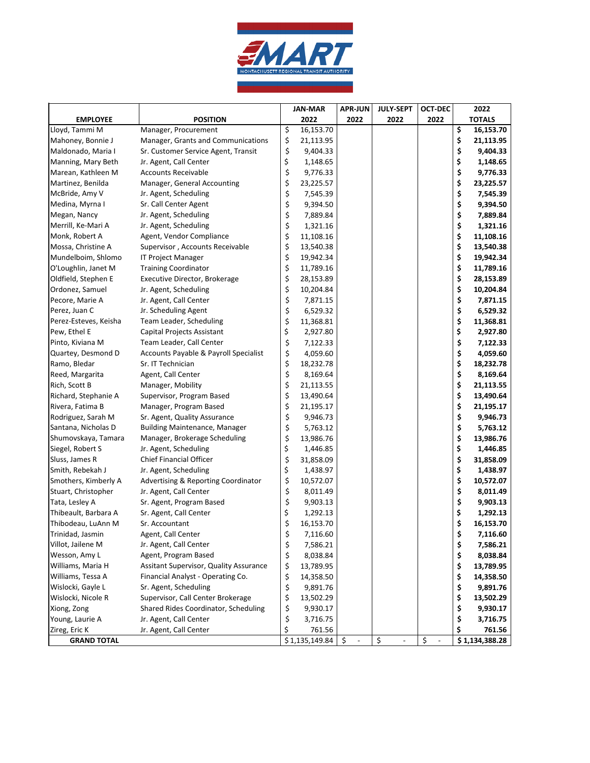MART

MONTACHUSETT REGIONAL TRANSIT AUTHORITY

| EMPLOYEE | POSITION | JAN-MAR 2022 | APR-JUN 2022 | JULY-SEPT 2022 | OCT-DEC 2022 | 2022 TOTALS |
|---|---|---|---|---|---|---|
| Lloyd, Tammi M | Manager, Procurement | $ 16,153.70 | | | | $ 16,153.70 |
| Mahoney, Bonnie J | Manager, Grants and Communications | $ 21,113.95 | | | | $ 21,113.95 |
| Maldonado, Maria I | Sr. Customer Service Agent, Transit | $ 9,404.33 | | | | $ 9,404.33 |
| Manning, Mary Beth | Jr. Agent, Call Center | $ 1,148.65 | | | | $ 1,148.65 |
| Marean, Kathleen M | Accounts Receivable | $ 9,776.33 | | | | $ 9,776.33 |
| Martinez, Benilda | Manager, General Accounting | $ 23,225.57 | | | | $ 23,225.57 |
| McBride, Amy V | Jr. Agent, Scheduling | $ 7,545.39 | | | | $ 7,545.39 |
| Medina, Myrna I | Sr. Call Center Agent | $ 9,394.50 | | | | $ 9,394.50 |
| Megan, Nancy | Jr. Agent, Scheduling | $ 7,889.84 | | | | $ 7,889.84 |
| Merrill, Ke-Mari A | Jr. Agent, Scheduling | $ 1,321.16 | | | | $ 1,321.16 |
| Monk, Robert A | Agent, Vendor Compliance | $ 11,108.16 | | | | $ 11,108.16 |
| Mossa, Christine A | Supervisor , Accounts Receivable | $ 13,540.38 | | | | $ 13,540.38 |
| Mundelboim, Shlomo | IT Project Manager | $ 19,942.34 | | | | $ 19,942.34 |
| O'Loughlin, Janet M | Training Coordinator | $ 11,789.16 | | | | $ 11,789.16 |
| Oldfield, Stephen E | Executive Director, Brokerage | $ 28,153.89 | | | | $ 28,153.89 |
| Ordonez, Samuel | Jr. Agent, Scheduling | $ 10,204.84 | | | | $ 10,204.84 |
| Pecore, Marie A | Jr. Agent, Call Center | $ 7,871.15 | | | | $ 7,871.15 |
| Perez, Juan C | Jr. Scheduling Agent | $ 6,529.32 | | | | $ 6,529.32 |
| Perez-Esteves, Keisha | Team Leader, Scheduling | $ 11,368.81 | | | | $ 11,368.81 |
| Pew, Ethel E | Capital Projects Assistant | $ 2,927.80 | | | | $ 2,927.80 |
| Pinto, Kiviana M | Team Leader, Call Center | $ 7,122.33 | | | | $ 7,122.33 |
| Quartey, Desmond D | Accounts Payable & Payroll Specialist | $ 4,059.60 | | | | $ 4,059.60 |
| Ramo, Bledar | Sr. IT Technician | $ 18,232.78 | | | | $ 18,232.78 |
| Reed, Margarita | Agent, Call Center | $ 8,169.64 | | | | $ 8,169.64 |
| Rich, Scott B | Manager, Mobility | $ 21,113.55 | | | | $ 21,113.55 |
| Richard, Stephanie A | Supervisor, Program Based | $ 13,490.64 | | | | $ 13,490.64 |
| Rivera, Fatima B | Manager, Program Based | $ 21,195.17 | | | | $ 21,195.17 |
| Rodriguez, Sarah M | Sr. Agent, Quality Assurance | $ 9,946.73 | | | | $ 9,946.73 |
| Santana, Nicholas D | Building Maintenance, Manager | $ 5,763.12 | | | | $ 5,763.12 |
| Shumovskaya, Tamara | Manager, Brokerage Scheduling | $ 13,986.76 | | | | $ 13,986.76 |
| Siegel, Robert S | Jr. Agent, Scheduling | $ 1,446.85 | | | | $ 1,446.85 |
| Sluss, James R | Chief Financial Officer | $ 31,858.09 | | | | $ 31,858.09 |
| Smith, Rebekah J | Jr. Agent, Scheduling | $ 1,438.97 | | | | $ 1,438.97 |
| Smothers, Kimberly A | Advertising & Reporting Coordinator | $ 10,572.07 | | | | $ 10,572.07 |
| Stuart, Christopher | Jr. Agent, Call Center | $ 8,011.49 | | | | $ 8,011.49 |
| Tata, Lesley A | Sr. Agent, Program Based | $ 9,903.13 | | | | $ 9,903.13 |
| Thibeault, Barbara A | Sr. Agent, Call Center | $ 1,292.13 | | | | $ 1,292.13 |
| Thibodeau, LuAnn M | Sr. Accountant | $ 16,153.70 | | | | $ 16,153.70 |
| Trinidad, Jasmin | Agent, Call Center | $ 7,116.60 | | | | $ 7,116.60 |
| Villot, Jailene M | Jr. Agent, Call Center | $ 7,586.21 | | | | $ 7,586.21 |
| Wesson, Amy L | Agent, Program Based | $ 8,038.84 | | | | $ 8,038.84 |
| Williams, Maria H | Assitant Supervisor, Quality Assurance | $ 13,789.95 | | | | $ 13,789.95 |
| Williams, Tessa A | Financial Analyst - Operating Co. | $ 14,358.50 | | | | $ 14,358.50 |
| Wislocki, Gayle L | Sr. Agent, Scheduling | $ 9,891.76 | | | | $ 9,891.76 |
| Wislocki, Nicole R | Supervisor, Call Center Brokerage | $ 13,502.29 | | | | $ 13,502.29 |
| Xiong, Zong | Shared Rides Coordinator, Scheduling | $ 9,930.17 | | | | $ 9,930.17 |
| Young, Laurie A | Jr. Agent, Call Center | $ 3,716.75 | | | | $ 3,716.75 |
| Zireg, Eric K | Jr. Agent, Call Center | $ 761.56 | | | | $ 761.56 |
| **GRAND TOTAL** | | $ 1,135,149.84 | $ - | $ - | $ - | **$ 1,134,388.28** |